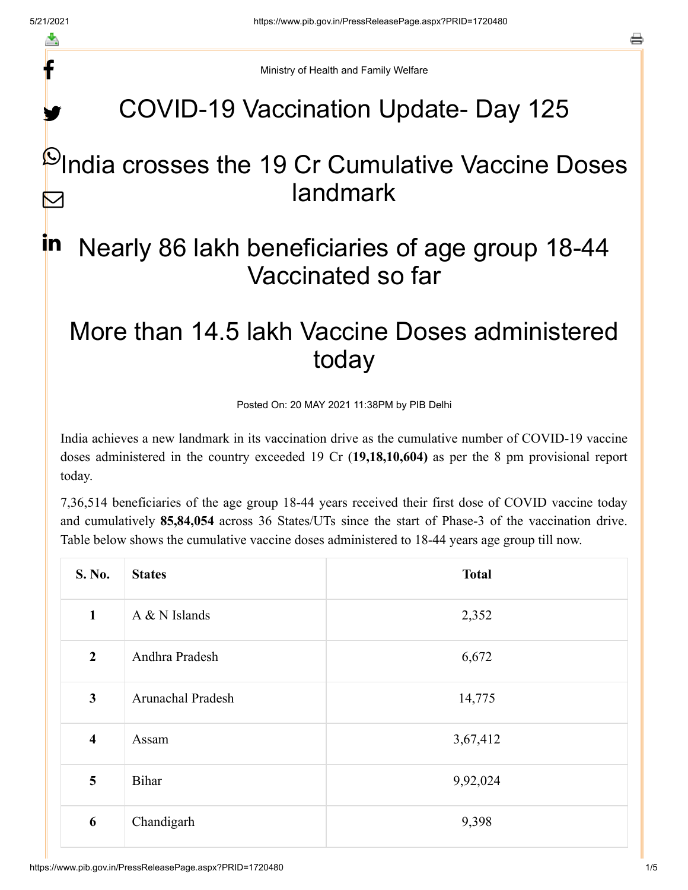Ministry of Health and Family Welfare

# COVID-19 Vaccination Update- Day 125

## India crosses the 19 Cr Cumulative Vaccine Doses landmark

## Nearly 86 lakh beneficiaries of age group 18-44 Vaccinated so far

## More than 14.5 lakh Vaccine Doses administered today

Posted On: 20 MAY 2021 11:38PM by PIB Delhi

India achieves a new landmark in its vaccination drive as the cumulative number of COVID-19 vaccine doses administered in the country exceeded 19 Cr (**19,18,10,604)** as per the 8 pm provisional report today.

7,36,514 beneficiaries of the age group 18-44 years received their first dose of COVID vaccine today and cumulatively **85,84,054** across 36 States/UTs since the start of Phase-3 of the vaccination drive. Table below shows the cumulative vaccine doses administered to 18-44 years age group till now.

| S. No. | States | Total |
|---|---|---|
| 1 | A & N Islands | 2,352 |
| 2 | Andhra Pradesh | 6,672 |
| 3 | Arunachal Pradesh | 14,775 |
| 4 | Assam | 3,67,412 |
| 5 | Bihar | 9,92,024 |
| 6 | Chandigarh | 9,398 |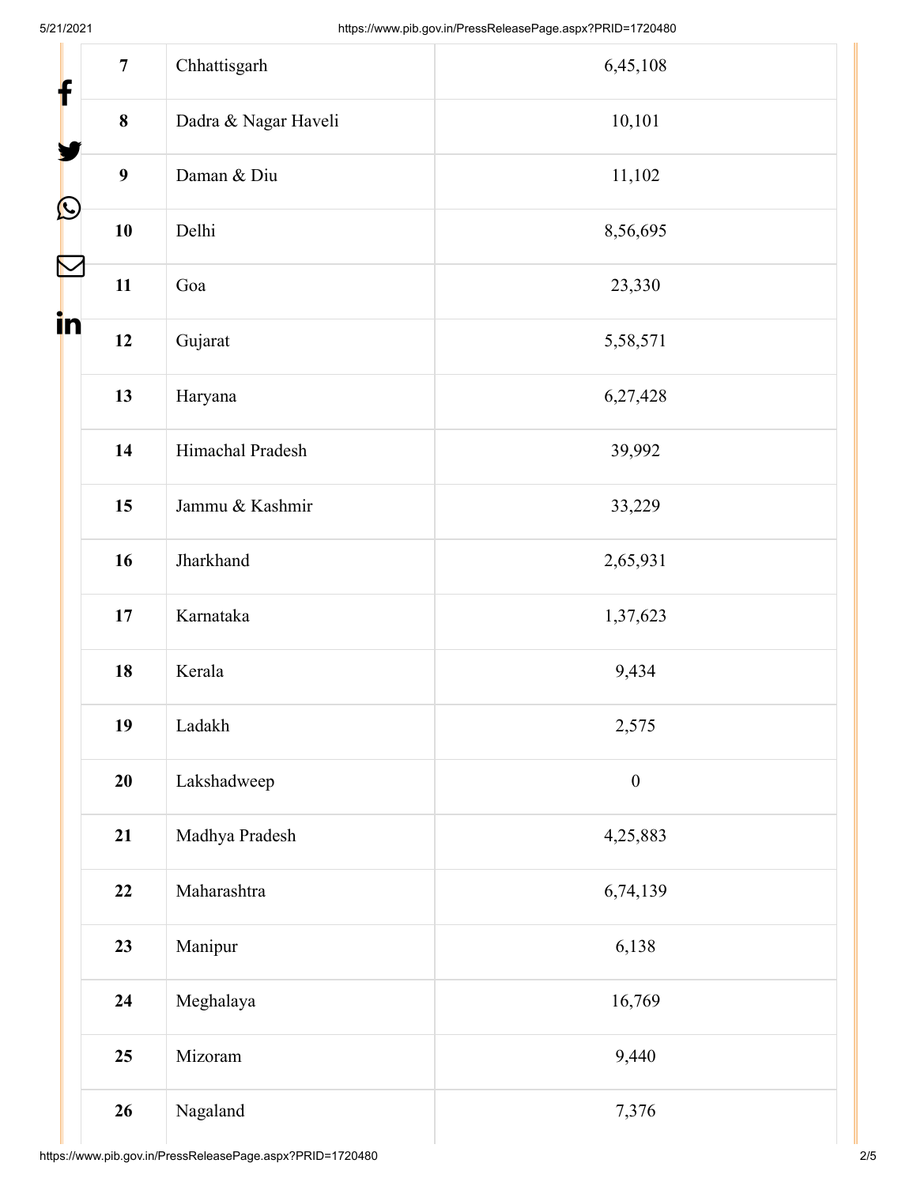| 7 | Chhattisgarh | 6,45,108 |
|---|---|---|
| 8 | Dadra & Nagar Haveli | 10,101 |
| 9 | Daman & Diu | 11,102 |
| 10 | Delhi | 8,56,695 |
| 11 | Goa | 23,330 |
| 12 | Gujarat | 5,58,571 |
| 13 | Haryana | 6,27,428 |
| 14 | Himachal Pradesh | 39,992 |
| 15 | Jammu & Kashmir | 33,229 |
| 16 | Jharkhand | 2,65,931 |
| 17 | Karnataka | 1,37,623 |
| 18 | Kerala | 9,434 |
| 19 | Ladakh | 2,575 |
| 20 | Lakshadweep | 0 |
| 21 | Madhya Pradesh | 4,25,883 |
| 22 | Maharashtra | 6,74,139 |
| 23 | Manipur | 6,138 |
| 24 | Meghalaya | 16,769 |
| 25 | Mizoram | 9,440 |
| 26 | Nagaland | 7,376 |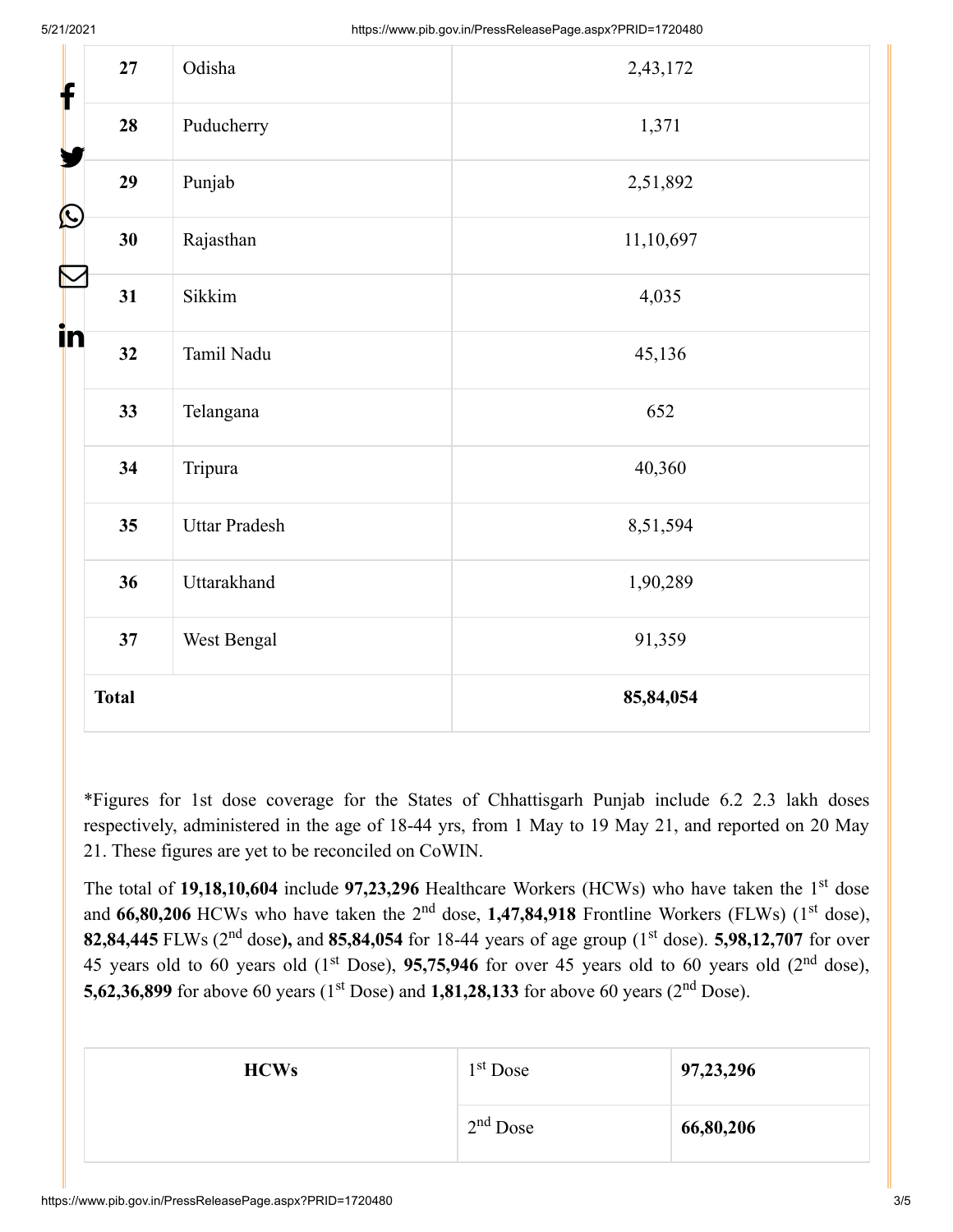| 27 | Odisha | 2,43,172 |
|---|---|---|
| 28 | Puducherry | 1,371 |
| 29 | Punjab | 2,51,892 |
| 30 | Rajasthan | 11,10,697 |
| 31 | Sikkim | 4,035 |
| 32 | Tamil Nadu | 45,136 |
| 33 | Telangana | 652 |
| 34 | Tripura | 40,360 |
| 35 | Uttar Pradesh | 8,51,594 |
| 36 | Uttarakhand | 1,90,289 |
| 37 | West Bengal | 91,359 |
| **Total** | | **85,84,054** |

*Figures for 1st dose coverage for the States of Chhattisgarh Punjab include 6.2 2.3 lakh doses respectively, administered in the age of 18-44 yrs, from 1 May to 19 May 21, and reported on 20 May 21. These figures are yet to be reconciled on CoWIN.

The total of **19,18,10,604** include **97,23,296** Healthcare Workers (HCWs) who have taken the 1st dose and **66,80,206** HCWs who have taken the 2nd dose, **1,47,84,918** Frontline Workers (FLWs) (1st dose), **82,84,445** FLWs (2nd dose**),** and **85,84,054** for 18-44 years of age group (1st dose). **5,98,12,707** for over 45 years old to 60 years old (1st Dose), **95,75,946** for over 45 years old to 60 years old (2nd dose), **5,62,36,899** for above 60 years (1st Dose) and **1,81,28,133** for above 60 years (2nd Dose).

| **HCWs** | 1st Dose | **97,23,296** |
|---|---|---|
| | 2nd Dose | **66,80,206** |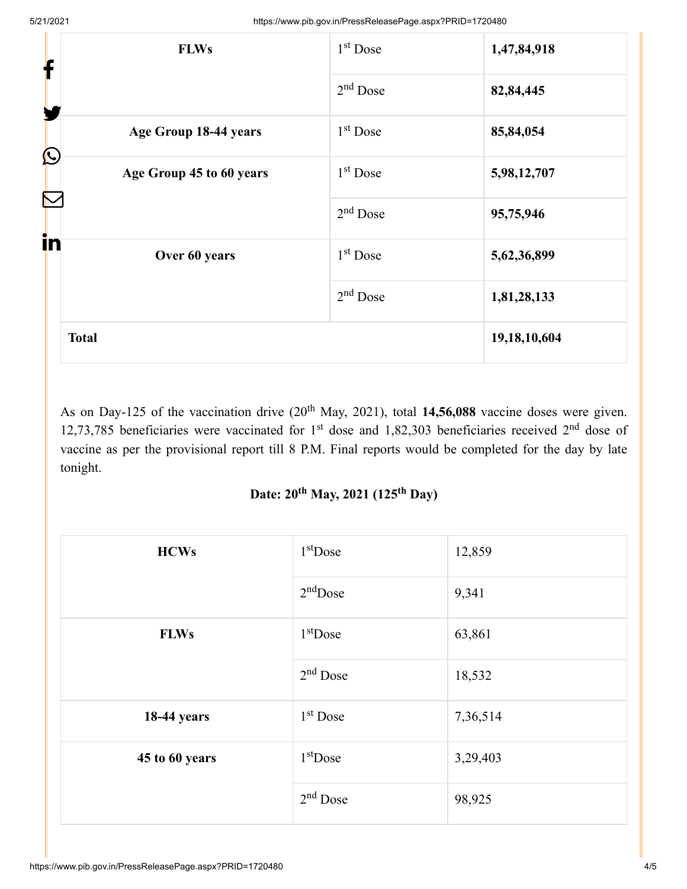| FLWs | 1st Dose | **1,47,84,918** |
|---|---|---|
| | 2nd Dose | **82,84,445** |
| **Age Group 18-44 years** | 1st Dose | **85,84,054** |
| **Age Group 45 to 60 years** | 1st Dose | **5,98,12,707** |
| | 2nd Dose | **95,75,946** |
| **Over 60 years** | 1st Dose | **5,62,36,899** |
| | 2nd Dose | **1,81,28,133** |
| **Total** | | **19,18,10,604** |

As on Day-125 of the vaccination drive (20th May, 2021), total **14,56,088** vaccine doses were given. 12,73,785 beneficiaries were vaccinated for 1st dose and 1,82,303 beneficiaries received 2nd dose of vaccine as per the provisional report till 8 P.M. Final reports would be completed for the day by late tonight.

**Date: 20th May, 2021 (125th Day)**

| HCWs | 1st Dose | 12,859 |
|---|---|---|
| | 2nd Dose | 9,341 |
| **FLWs** | 1st Dose | 63,861 |
| | 2nd Dose | 18,532 |
| **18-44 years** | 1st Dose | 7,36,514 |
| **45 to 60 years** | 1st Dose | 3,29,403 |
| | 2nd Dose | 98,925 |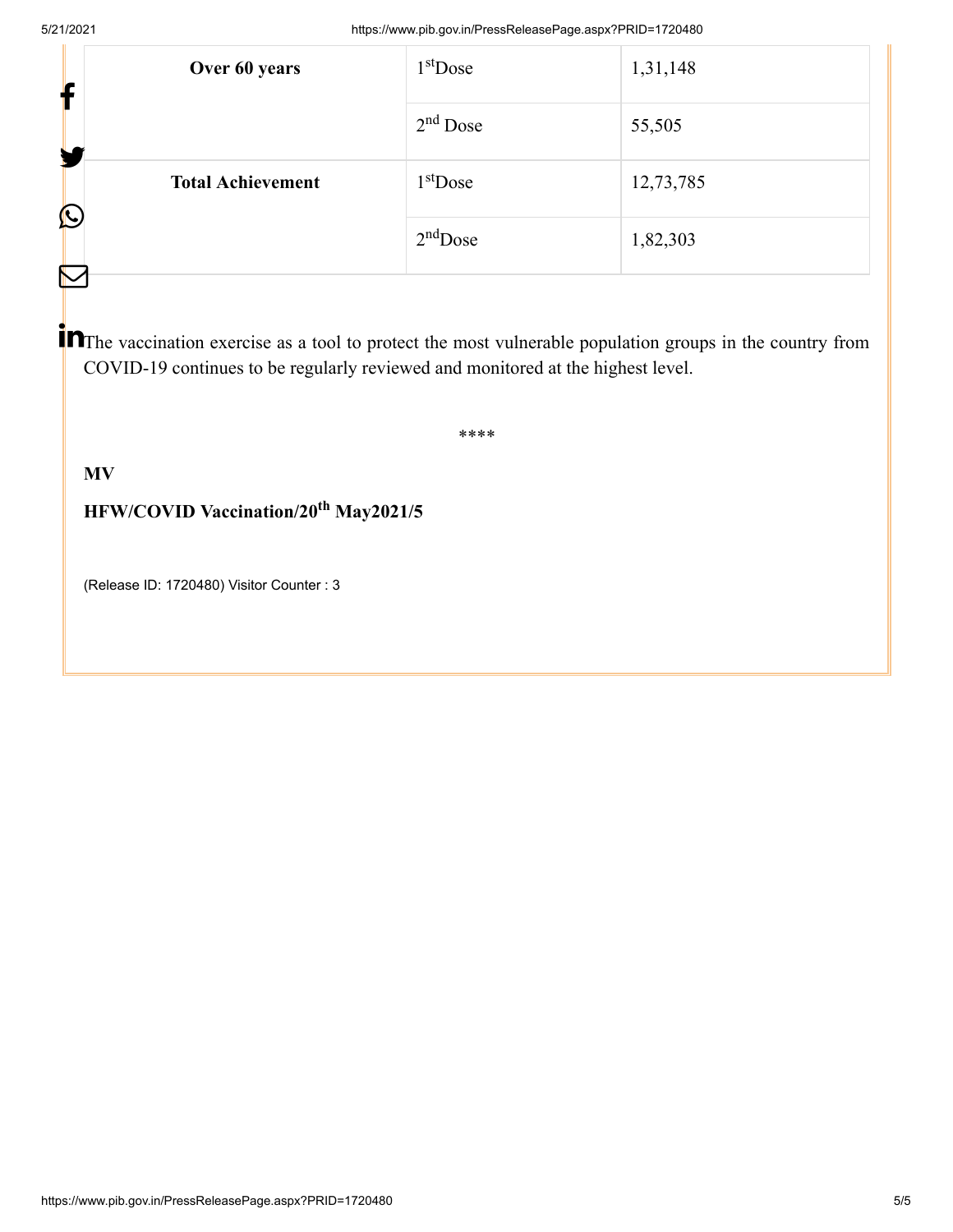| | | |
|---|---|---|
| **Over 60 years** | 1st Dose | 1,31,148 |
| | 2nd Dose | 55,505 |
| **Total Achievement** | 1st Dose | 12,73,785 |
| | 2nd Dose | 1,82,303 |

The vaccination exercise as a tool to protect the most vulnerable population groups in the country from COVID-19 continues to be regularly reviewed and monitored at the highest level.

****

**MV**

**HFW/COVID Vaccination/20th May2021/5**

(Release ID: 1720480) Visitor Counter : 3